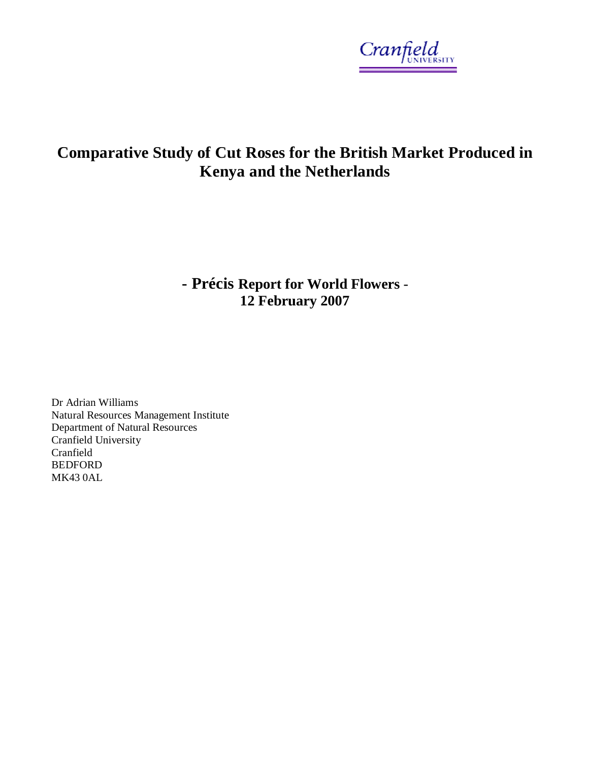Cranfield UNIVERSITY

# Comparative Study of Cut Roses for the British Market Produced in Kenya and the Netherlands

## - Précis Report for World Flowers - 12 February 2007

Dr Adrian Williams
Natural Resources Management Institute
Department of Natural Resources
Cranfield University
Cranfield
BEDFORD
MK43 0AL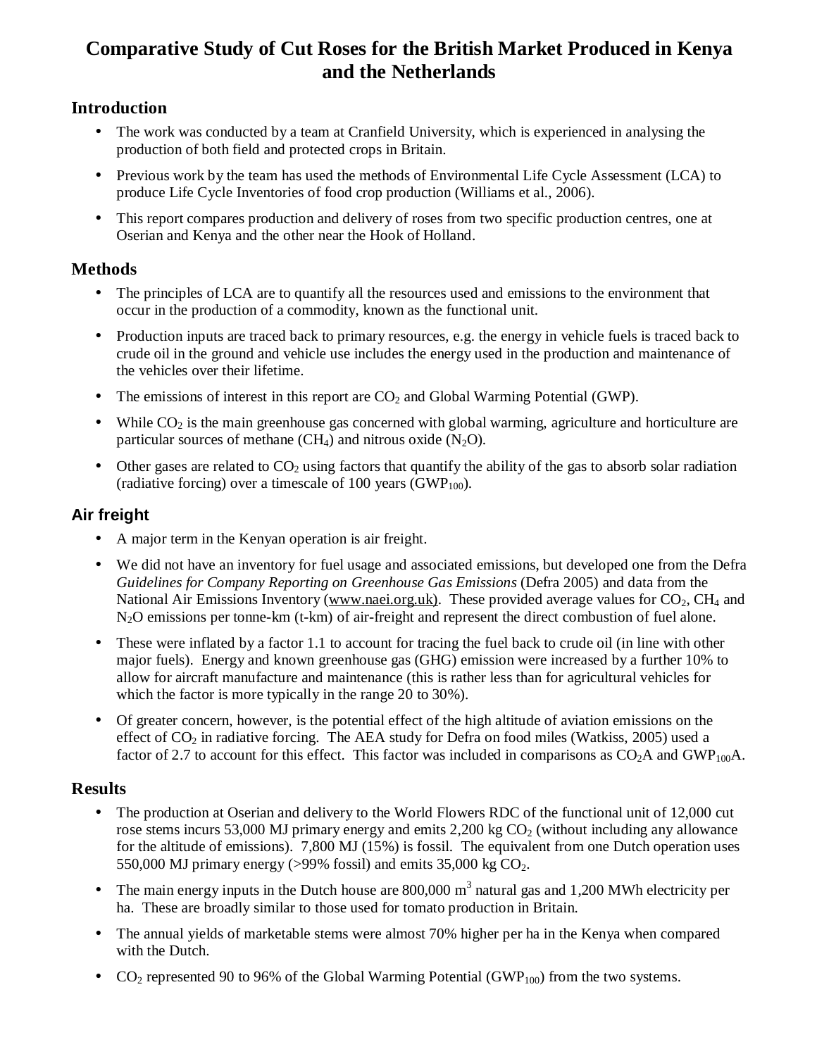# Comparative Study of Cut Roses for the British Market Produced in Kenya and the Netherlands

## Introduction

- The work was conducted by a team at Cranfield University, which is experienced in analysing the production of both field and protected crops in Britain.
- Previous work by the team has used the methods of Environmental Life Cycle Assessment (LCA) to produce Life Cycle Inventories of food crop production (Williams et al., 2006).
- This report compares production and delivery of roses from two specific production centres, one at Oserian and Kenya and the other near the Hook of Holland.

## Methods

- The principles of LCA are to quantify all the resources used and emissions to the environment that occur in the production of a commodity, known as the functional unit.
- Production inputs are traced back to primary resources, e.g. the energy in vehicle fuels is traced back to crude oil in the ground and vehicle use includes the energy used in the production and maintenance of the vehicles over their lifetime.
- The emissions of interest in this report are $CO_2$ and Global Warming Potential (GWP).
- While $CO_2$ is the main greenhouse gas concerned with global warming, agriculture and horticulture are particular sources of methane ($CH_4$) and nitrous oxide ($N_2O$).
- Other gases are related to $CO_2$ using factors that quantify the ability of the gas to absorb solar radiation (radiative forcing) over a timescale of 100 years ($GWP_{100}$).

## Air freight

- A major term in the Kenyan operation is air freight.
- We did not have an inventory for fuel usage and associated emissions, but developed one from the Defra *Guidelines for Company Reporting on Greenhouse Gas Emissions* (Defra 2005) and data from the National Air Emissions Inventory (www.naei.org.uk). These provided average values for $CO_2$, $CH_4$ and $N_2O$ emissions per tonne-km (t-km) of air-freight and represent the direct combustion of fuel alone.
- These were inflated by a factor 1.1 to account for tracing the fuel back to crude oil (in line with other major fuels). Energy and known greenhouse gas (GHG) emission were increased by a further 10% to allow for aircraft manufacture and maintenance (this is rather less than for agricultural vehicles for which the factor is more typically in the range 20 to 30%).
- Of greater concern, however, is the potential effect of the high altitude of aviation emissions on the effect of $CO_2$ in radiative forcing. The AEA study for Defra on food miles (Watkiss, 2005) used a factor of 2.7 to account for this effect. This factor was included in comparisons as $CO_2A$ and $GWP_{100}A$.

## Results

- The production at Oserian and delivery to the World Flowers RDC of the functional unit of 12,000 cut rose stems incurs 53,000 MJ primary energy and emits 2,200 kg $CO_2$ (without including any allowance for the altitude of emissions). 7,800 MJ (15%) is fossil. The equivalent from one Dutch operation uses 550,000 MJ primary energy (>99% fossil) and emits 35,000 kg $CO_2$.
- The main energy inputs in the Dutch house are 800,000 $m^3$ natural gas and 1,200 MWh electricity per ha. These are broadly similar to those used for tomato production in Britain.
- The annual yields of marketable stems were almost 70% higher per ha in the Kenya when compared with the Dutch.
- $CO_2$ represented 90 to 96% of the Global Warming Potential ($GWP_{100}$) from the two systems.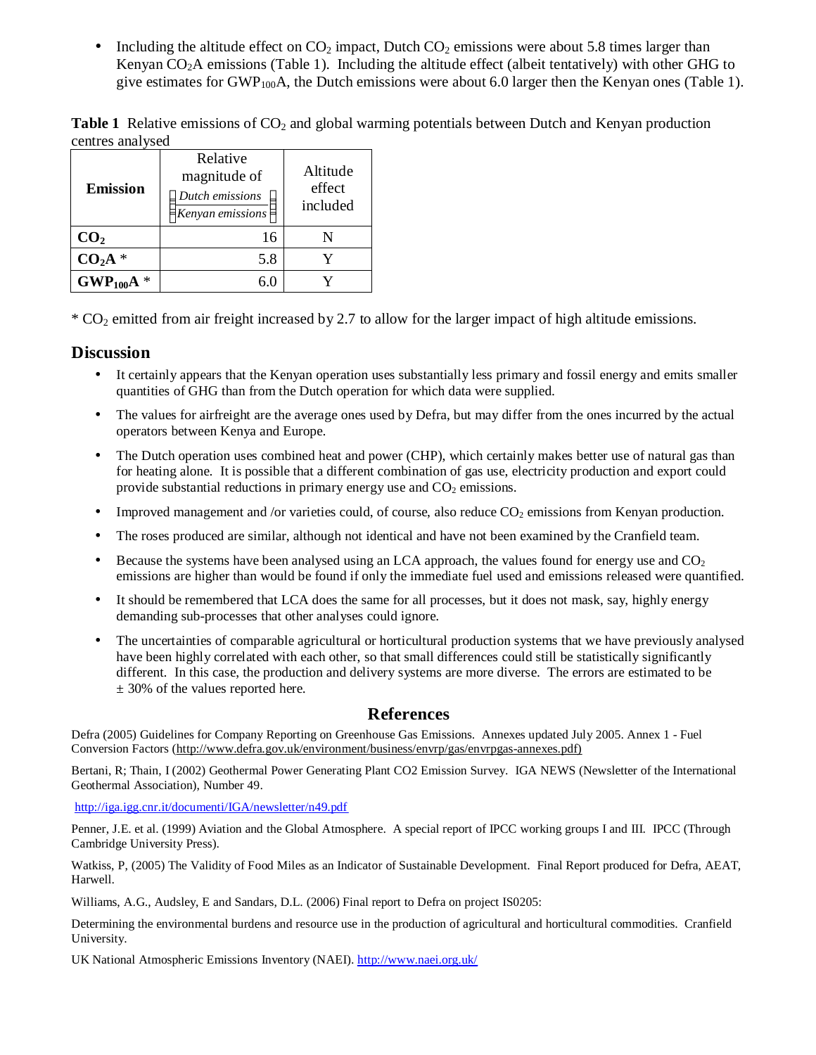- Including the altitude effect on $CO_2$ impact, Dutch $CO_2$ emissions were about 5.8 times larger than Kenyan $CO_2$A emissions (Table 1). Including the altitude effect (albeit tentatively) with other GHG to give estimates for $GWP_{100}$A, the Dutch emissions were about 6.0 larger then the Kenyan ones (Table 1).

**Table 1** Relative emissions of $CO_2$ and global warming potentials between Dutch and Kenyan production centres analysed

| Emission | Relative magnitude of $\left(\frac{\textit{Dutch emissions}}{\textit{Kenyan emissions}}\right)$ | Altitude effect included |
|---|---|---|
| **$CO_2$** | 16 | N |
| **$CO_2$A** * | 5.8 | Y |
| **$GWP_{100}$A** * | 6.0 | Y |

* $CO_2$ emitted from air freight increased by 2.7 to allow for the larger impact of high altitude emissions.

## Discussion

- It certainly appears that the Kenyan operation uses substantially less primary and fossil energy and emits smaller quantities of GHG than from the Dutch operation for which data were supplied.
- The values for airfreight are the average ones used by Defra, but may differ from the ones incurred by the actual operators between Kenya and Europe.
- The Dutch operation uses combined heat and power (CHP), which certainly makes better use of natural gas than for heating alone. It is possible that a different combination of gas use, electricity production and export could provide substantial reductions in primary energy use and $CO_2$ emissions.
- Improved management and /or varieties could, of course, also reduce $CO_2$ emissions from Kenyan production.
- The roses produced are similar, although not identical and have not been examined by the Cranfield team.
- Because the systems have been analysed using an LCA approach, the values found for energy use and $CO_2$ emissions are higher than would be found if only the immediate fuel used and emissions released were quantified.
- It should be remembered that LCA does the same for all processes, but it does not mask, say, highly energy demanding sub-processes that other analyses could ignore.
- The uncertainties of comparable agricultural or horticultural production systems that we have previously analysed have been highly correlated with each other, so that small differences could still be statistically significantly different. In this case, the production and delivery systems are more diverse. The errors are estimated to be ± 30% of the values reported here.

## References

Defra (2005) Guidelines for Company Reporting on Greenhouse Gas Emissions. Annexes updated July 2005. Annex 1 - Fuel Conversion Factors (http://www.defra.gov.uk/environment/business/envrp/gas/envrpgas-annexes.pdf)

Bertani, R; Thain, I (2002) Geothermal Power Generating Plant CO2 Emission Survey. IGA NEWS (Newsletter of the International Geothermal Association), Number 49.

http://iga.igg.cnr.it/documenti/IGA/newsletter/n49.pdf

Penner, J.E. et al. (1999) Aviation and the Global Atmosphere. A special report of IPCC working groups I and III. IPCC (Through Cambridge University Press).

Watkiss, P, (2005) The Validity of Food Miles as an Indicator of Sustainable Development. Final Report produced for Defra, AEAT, Harwell.

Williams, A.G., Audsley, E and Sandars, D.L. (2006) Final report to Defra on project IS0205:

Determining the environmental burdens and resource use in the production of agricultural and horticultural commodities. Cranfield University.

UK National Atmospheric Emissions Inventory (NAEI). http://www.naei.org.uk/